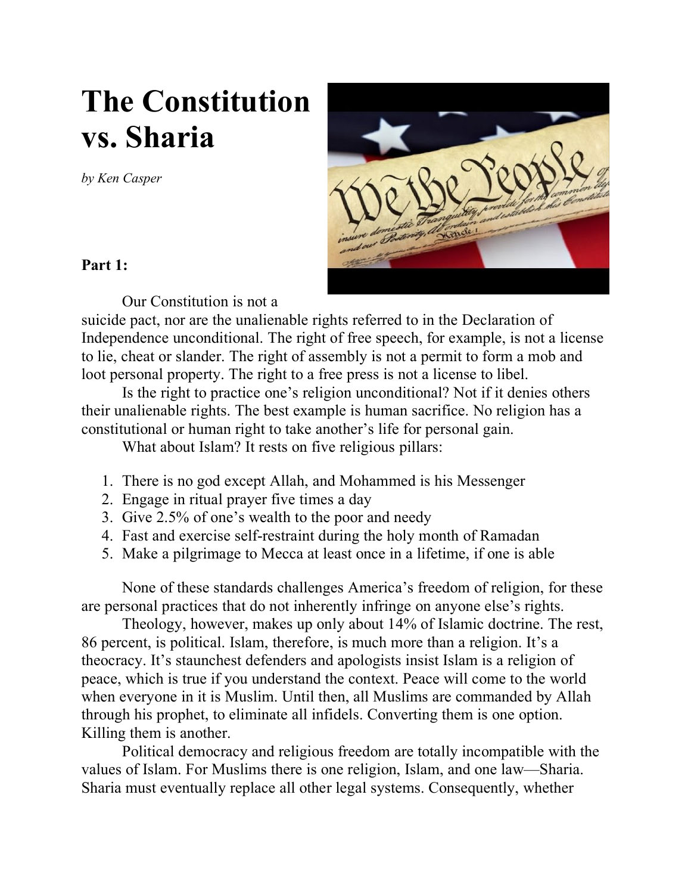# The Constitution vs. Sharia

*by Ken Casper*

**Part 1:**

Our Constitution is not a suicide pact, nor are the unalienable rights referred to in the Declaration of Independence unconditional. The right of free speech, for example, is not a license to lie, cheat or slander. The right of assembly is not a permit to form a mob and loot personal property. The right to a free press is not a license to libel.

Is the right to practice one's religion unconditional? Not if it denies others their unalienable rights. The best example is human sacrifice. No religion has a constitutional or human right to take another's life for personal gain.

What about Islam? It rests on five religious pillars:

1. There is no god except Allah, and Mohammed is his Messenger
2. Engage in ritual prayer five times a day
3. Give 2.5% of one's wealth to the poor and needy
4. Fast and exercise self-restraint during the holy month of Ramadan
5. Make a pilgrimage to Mecca at least once in a lifetime, if one is able

None of these standards challenges America's freedom of religion, for these are personal practices that do not inherently infringe on anyone else's rights.

Theology, however, makes up only about 14% of Islamic doctrine. The rest, 86 percent, is political. Islam, therefore, is much more than a religion. It's a theocracy. It's staunchest defenders and apologists insist Islam is a religion of peace, which is true if you understand the context. Peace will come to the world when everyone in it is Muslim. Until then, all Muslims are commanded by Allah through his prophet, to eliminate all infidels. Converting them is one option. Killing them is another.

Political democracy and religious freedom are totally incompatible with the values of Islam. For Muslims there is one religion, Islam, and one law—Sharia. Sharia must eventually replace all other legal systems. Consequently, whether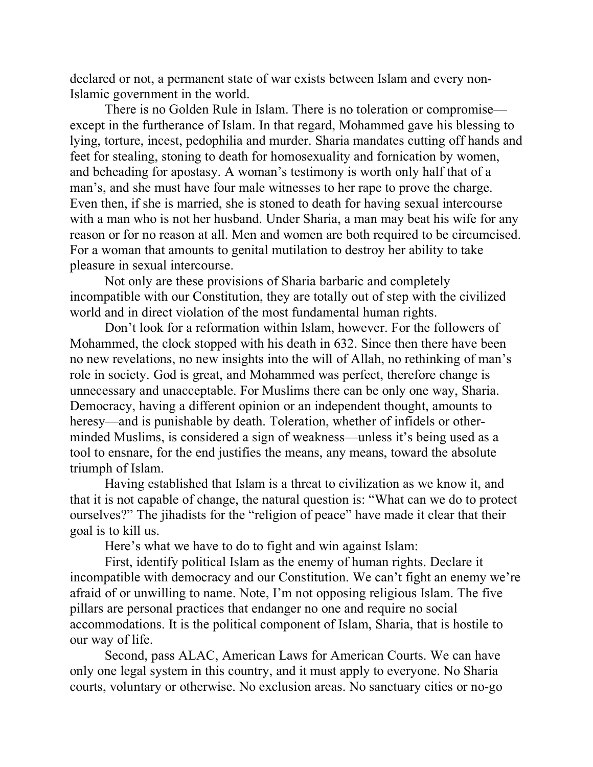declared or not, a permanent state of war exists between Islam and every non-Islamic government in the world.

There is no Golden Rule in Islam. There is no toleration or compromise—except in the furtherance of Islam. In that regard, Mohammed gave his blessing to lying, torture, incest, pedophilia and murder. Sharia mandates cutting off hands and feet for stealing, stoning to death for homosexuality and fornication by women, and beheading for apostasy. A woman's testimony is worth only half that of a man's, and she must have four male witnesses to her rape to prove the charge. Even then, if she is married, she is stoned to death for having sexual intercourse with a man who is not her husband. Under Sharia, a man may beat his wife for any reason or for no reason at all. Men and women are both required to be circumcised. For a woman that amounts to genital mutilation to destroy her ability to take pleasure in sexual intercourse.

Not only are these provisions of Sharia barbaric and completely incompatible with our Constitution, they are totally out of step with the civilized world and in direct violation of the most fundamental human rights.

Don't look for a reformation within Islam, however. For the followers of Mohammed, the clock stopped with his death in 632. Since then there have been no new revelations, no new insights into the will of Allah, no rethinking of man's role in society. God is great, and Mohammed was perfect, therefore change is unnecessary and unacceptable. For Muslims there can be only one way, Sharia. Democracy, having a different opinion or an independent thought, amounts to heresy—and is punishable by death. Toleration, whether of infidels or other-minded Muslims, is considered a sign of weakness—unless it's being used as a tool to ensnare, for the end justifies the means, any means, toward the absolute triumph of Islam.

Having established that Islam is a threat to civilization as we know it, and that it is not capable of change, the natural question is: "What can we do to protect ourselves?" The jihadists for the "religion of peace" have made it clear that their goal is to kill us.

Here's what we have to do to fight and win against Islam:

First, identify political Islam as the enemy of human rights. Declare it incompatible with democracy and our Constitution. We can't fight an enemy we're afraid of or unwilling to name. Note, I'm not opposing religious Islam. The five pillars are personal practices that endanger no one and require no social accommodations. It is the political component of Islam, Sharia, that is hostile to our way of life.

Second, pass ALAC, American Laws for American Courts. We can have only one legal system in this country, and it must apply to everyone. No Sharia courts, voluntary or otherwise. No exclusion areas. No sanctuary cities or no-go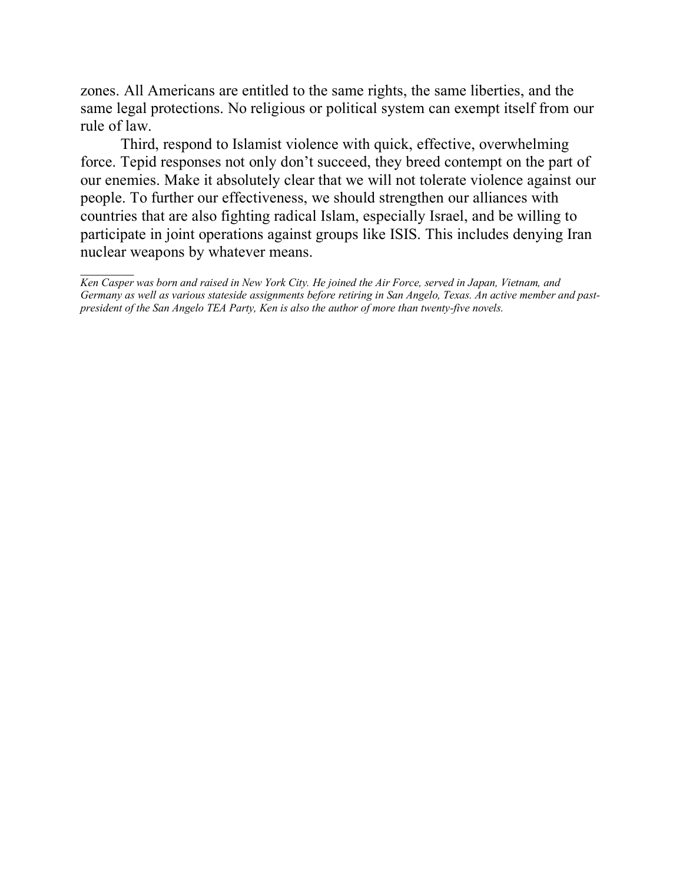zones. All Americans are entitled to the same rights, the same liberties, and the same legal protections. No religious or political system can exempt itself from our rule of law.

Third, respond to Islamist violence with quick, effective, overwhelming force. Tepid responses not only don't succeed, they breed contempt on the part of our enemies. Make it absolutely clear that we will not tolerate violence against our people. To further our effectiveness, we should strengthen our alliances with countries that are also fighting radical Islam, especially Israel, and be willing to participate in joint operations against groups like ISIS. This includes denying Iran nuclear weapons by whatever means.

---

*Ken Casper was born and raised in New York City. He joined the Air Force, served in Japan, Vietnam, and Germany as well as various stateside assignments before retiring in San Angelo, Texas. An active member and past-president of the San Angelo TEA Party, Ken is also the author of more than twenty-five novels.*